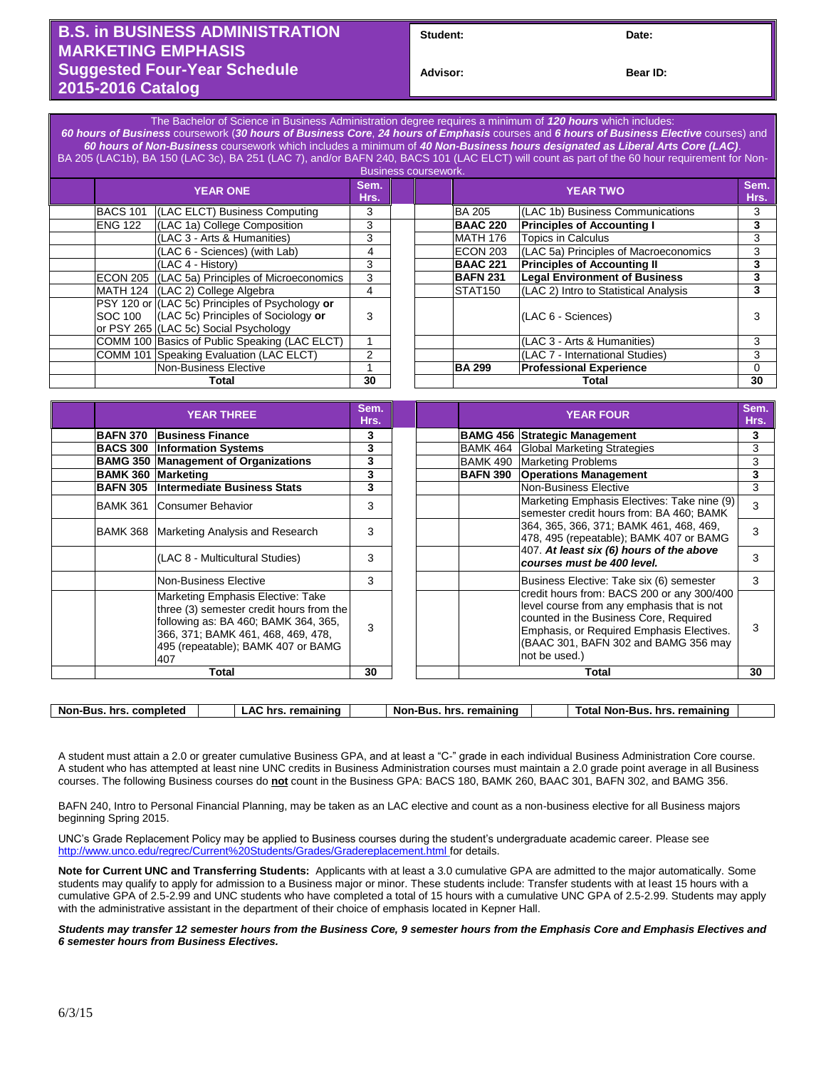# B.S. in BUSINESS ADMINISTRATION MARKETING EMPHASIS
## Suggested Four-Year Schedule
## 2015-2016 Catalog

| Student: | Date: |
|---|---|
| Advisor: | Bear ID: |

The Bachelor of Science in Business Administration degree requires a minimum of ***120 hours*** which includes:
***60 hours of Business*** coursework (***30 hours of Business Core***, ***24 hours of Emphasis*** courses and ***6 hours of Business Elective*** courses) and ***60 hours of Non-Business*** coursework which includes a minimum of ***40 Non-Business hours designated as Liberal Arts Core (LAC)***.
BA 205 (LAC1b), BA 150 (LAC 3c), BA 251 (LAC 7), and/or BAFN 240, BACS 101 (LAC ELCT) will count as part of the 60 hour requirement for Non-Business coursework.

| | YEAR ONE | | Sem. Hrs. | | | YEAR TWO | | Sem. Hrs. |
|---|---|---|---|---|---|---|---|---|
| | BACS 101 | (LAC ELCT) Business Computing | 3 | | | BA 205 | (LAC 1b) Business Communications | 3 |
| | ENG 122 | (LAC 1a) College Composition | 3 | | | **BAAC 220** | **Principles of Accounting I** | **3** |
| | | (LAC 3 - Arts & Humanities) | 3 | | | MATH 176 | Topics in Calculus | 3 |
| | | (LAC 6 - Sciences) (with Lab) | 4 | | | ECON 203 | (LAC 5a) Principles of Macroeconomics | 3 |
| | | (LAC 4 - History) | 3 | | | **BAAC 221** | **Principles of Accounting II** | **3** |
| | ECON 205 | (LAC 5a) Principles of Microeconomics | 3 | | | **BAFN 231** | **Legal Environment of Business** | **3** |
| | MATH 124 | (LAC 2) College Algebra | 4 | | | STAT150 | (LAC 2) Intro to Statistical Analysis | **3** |
| | PSY 120 or SOC 100 or PSY 265 | (LAC 5c) Principles of Psychology **or** (LAC 5c) Principles of Sociology **or** (LAC 5c) Social Psychology | 3 | | | | (LAC 6 - Sciences) | 3 |
| | COMM 100 | Basics of Public Speaking (LAC ELCT) | 1 | | | | (LAC 3 - Arts & Humanities) | 3 |
| | COMM 101 | Speaking Evaluation (LAC ELCT) | 2 | | | | (LAC 7 - International Studies) | 3 |
| | | Non-Business Elective | 1 | | | **BA 299** | **Professional Experience** | 0 |
| | **Total** | | **30** | | | **Total** | | **30** |

| | YEAR THREE | | Sem. Hrs. | | | YEAR FOUR | | Sem. Hrs. |
|---|---|---|---|---|---|---|---|---|
| | **BAFN 370** | **Business Finance** | **3** | | | **BAMG 456** | **Strategic Management** | **3** |
| | **BACS 300** | **Information Systems** | **3** | | | BAMK 464 | Global Marketing Strategies | 3 |
| | **BAMG 350** | **Management of Organizations** | **3** | | | BAMK 490 | Marketing Problems | 3 |
| | **BAMK 360** | **Marketing** | **3** | | | **BAFN 390** | **Operations Management** | **3** |
| | **BAFN 305** | **Intermediate Business Stats** | **3** | | | | Non-Business Elective | 3 |
| | BAMK 361 | Consumer Behavior | 3 | | | | Marketing Emphasis Electives: Take nine (9) semester credit hours from: BA 460; BAMK 364, 365, 366, 371; BAMK 461, 468, 469, 478, 495 (repeatable); BAMK 407 or BAMG 407. ***At least six (6) hours of the above courses must be 400 level.*** | 3 |
| | BAMK 368 | Marketing Analysis and Research | 3 | | | | | 3 |
| | | (LAC 8 - Multicultural Studies) | 3 | | | | | 3 |
| | | Non-Business Elective | 3 | | | | Business Elective: Take six (6) semester credit hours from: BACS 200 or any 300/400 level course from any emphasis that is not counted in the Business Core, Required Emphasis, or Required Emphasis Electives. (BAAC 301, BAFN 302 and BAMG 356 may not be used.) | 3 |
| | | Marketing Emphasis Elective: Take three (3) semester credit hours from the following as: BA 460; BAMK 364, 365, 366, 371; BAMK 461, 468, 469, 478, 495 (repeatable); BAMK 407 or BAMG 407 | 3 | | | | | 3 |
| | **Total** | | **30** | | | **Total** | | **30** |

| Non-Bus. hrs. completed | | LAC hrs. remaining | | Non-Bus. hrs. remaining | | Total Non-Bus. hrs. remaining | |
|---|---|---|---|---|---|---|---|

A student must attain a 2.0 or greater cumulative Business GPA, and at least a "C-" grade in each individual Business Administration Core course. A student who has attempted at least nine UNC credits in Business Administration courses must maintain a 2.0 grade point average in all Business courses. The following Business courses do **not** count in the Business GPA: BACS 180, BAMK 260, BAAC 301, BAFN 302, and BAMG 356.

BAFN 240, Intro to Personal Financial Planning, may be taken as an LAC elective and count as a non-business elective for all Business majors beginning Spring 2015.

UNC's Grade Replacement Policy may be applied to Business courses during the student's undergraduate academic career. Please see http://www.unco.edu/regrec/Current%20Students/Grades/Gradereplacement.html for details.

**Note for Current UNC and Transferring Students:** Applicants with at least a 3.0 cumulative GPA are admitted to the major automatically. Some students may qualify to apply for admission to a Business major or minor. These students include: Transfer students with at least 15 hours with a cumulative GPA of 2.5-2.99 and UNC students who have completed a total of 15 hours with a cumulative UNC GPA of 2.5-2.99. Students may apply with the administrative assistant in the department of their choice of emphasis located in Kepner Hall.

***Students may transfer 12 semester hours from the Business Core, 9 semester hours from the Emphasis Core and Emphasis Electives and 6 semester hours from Business Electives.***

6/3/15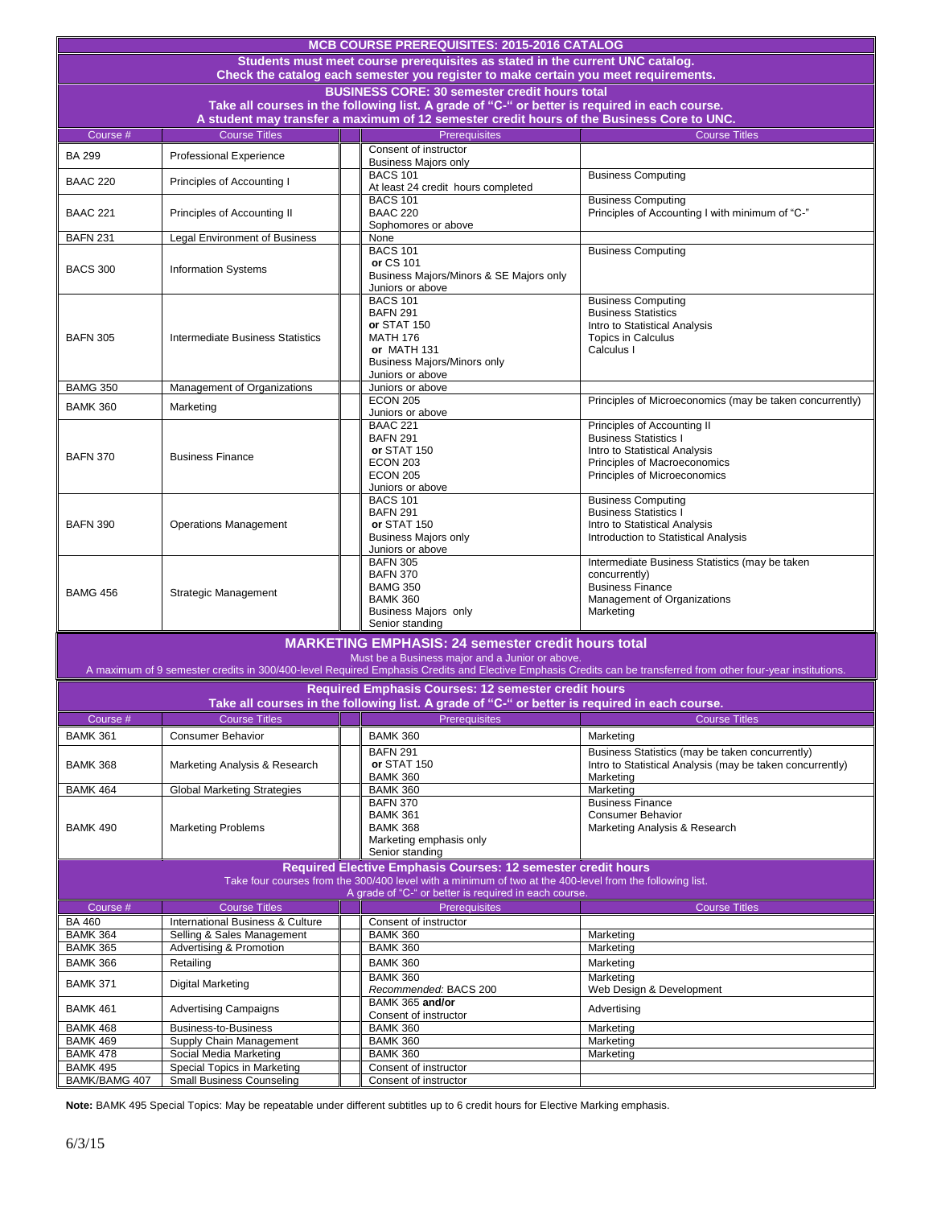# MCB COURSE PREREQUISITES: 2015-2016 CATALOG

**Students must meet course prerequisites as stated in the current UNC catalog.**
**Check the catalog each semester you register to make certain you meet requirements.**

## BUSINESS CORE: 30 semester credit hours total

**Take all courses in the following list. A grade of "C-" or better is required in each course.**
**A student may transfer a maximum of 12 semester credit hours of the Business Core to UNC.**

| Course # | Course Titles | Prerequisites | Course Titles |
|---|---|---|---|
| BA 299 | Professional Experience | Consent of instructor<br>Business Majors only | |
| BAAC 220 | Principles of Accounting I | BACS 101<br>At least 24 credit hours completed | Business Computing |
| BAAC 221 | Principles of Accounting II | BACS 101<br>BAAC 220<br>Sophomores or above | Business Computing<br>Principles of Accounting I with minimum of "C-" |
| BAFN 231 | Legal Environment of Business | None | |
| BACS 300 | Information Systems | BACS 101<br>**or** CS 101<br>Business Majors/Minors & SE Majors only<br>Juniors or above | Business Computing |
| BAFN 305 | Intermediate Business Statistics | BACS 101<br>BAFN 291<br>**or** STAT 150<br>MATH 176<br>**or** MATH 131<br>Business Majors/Minors only<br>Juniors or above | Business Computing<br>Business Statistics<br>Intro to Statistical Analysis<br>Topics in Calculus<br>Calculus I |
| BAMG 350 | Management of Organizations | Juniors or above | |
| BAMK 360 | Marketing | ECON 205<br>Juniors or above | Principles of Microeconomics (may be taken concurrently) |
| BAFN 370 | Business Finance | BAAC 221<br>BAFN 291<br>**or** STAT 150<br>ECON 203<br>ECON 205<br>Juniors or above | Principles of Accounting II<br>Business Statistics I<br>Intro to Statistical Analysis<br>Principles of Macroeconomics<br>Principles of Microeconomics |
| BAFN 390 | Operations Management | BACS 101<br>BAFN 291<br>**or** STAT 150<br>Business Majors only<br>Juniors or above | Business Computing<br>Business Statistics I<br>Intro to Statistical Analysis<br>Introduction to Statistical Analysis |
| BAMG 456 | Strategic Management | BAFN 305<br>BAFN 370<br>BAMG 350<br>BAMK 360<br>Business Majors only<br>Senior standing | Intermediate Business Statistics (may be taken concurrently)<br>Business Finance<br>Management of Organizations<br>Marketing |

## MARKETING EMPHASIS: 24 semester credit hours total

Must be a Business major and a Junior or above.
A maximum of 9 semester credits in 300/400-level Required Emphasis Credits and Elective Emphasis Credits can be transferred from other four-year institutions.

### Required Emphasis Courses: 12 semester credit hours

**Take all courses in the following list. A grade of "C-" or better is required in each course.**

| Course # | Course Titles | Prerequisites | Course Titles |
|---|---|---|---|
| BAMK 361 | Consumer Behavior | BAMK 360 | Marketing |
| BAMK 368 | Marketing Analysis & Research | BAFN 291<br>**or** STAT 150<br>BAMK 360 | Business Statistics (may be taken concurrently)<br>Intro to Statistical Analysis (may be taken concurrently)<br>Marketing |
| BAMK 464 | Global Marketing Strategies | BAMK 360 | Marketing |
| BAMK 490 | Marketing Problems | BAFN 370<br>BAMK 361<br>BAMK 368<br>Marketing emphasis only<br>Senior standing | Business Finance<br>Consumer Behavior<br>Marketing Analysis & Research |

### Required Elective Emphasis Courses: 12 semester credit hours

Take four courses from the 300/400 level with a minimum of two at the 400-level from the following list.
A grade of "C-" or better is required in each course.

| Course # | Course Titles | Prerequisites | Course Titles |
|---|---|---|---|
| BA 460 | International Business & Culture | Consent of instructor | |
| BAMK 364 | Selling & Sales Management | BAMK 360 | Marketing |
| BAMK 365 | Advertising & Promotion | BAMK 360 | Marketing |
| BAMK 366 | Retailing | BAMK 360 | Marketing |
| BAMK 371 | Digital Marketing | BAMK 360<br>*Recommended:* BACS 200 | Marketing<br>Web Design & Development |
| BAMK 461 | Advertising Campaigns | BAMK 365 **and/or**<br>Consent of instructor | Advertising |
| BAMK 468 | Business-to-Business | BAMK 360 | Marketing |
| BAMK 469 | Supply Chain Management | BAMK 360 | Marketing |
| BAMK 478 | Social Media Marketing | BAMK 360 | Marketing |
| BAMK 495 | Special Topics in Marketing | Consent of instructor | |
| BAMK/BAMG 407 | Small Business Counseling | Consent of instructor | |

**Note:** BAMK 495 Special Topics: May be repeatable under different subtitles up to 6 credit hours for Elective Marking emphasis.

6/3/15